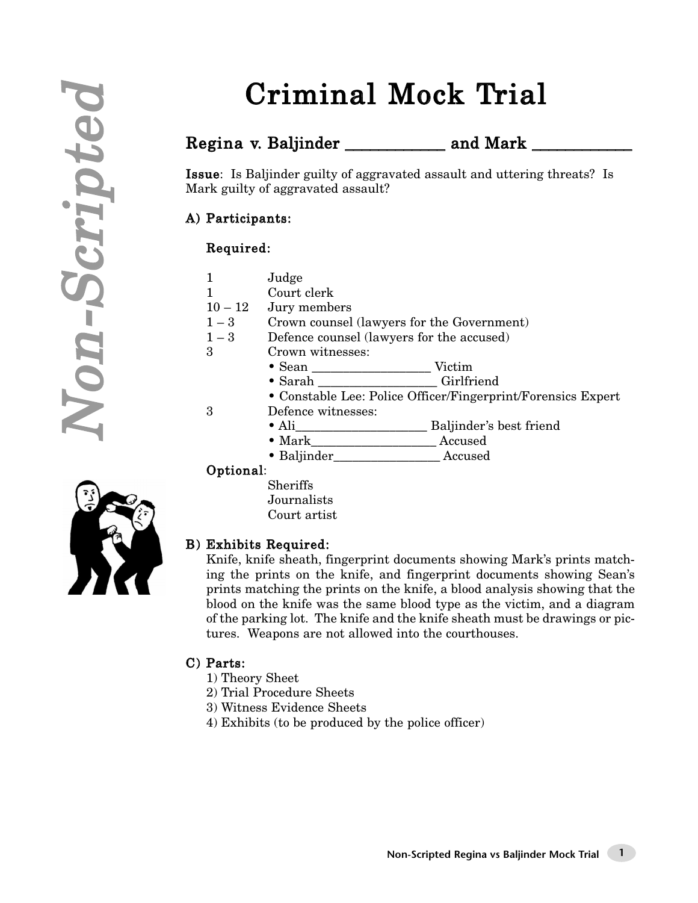# Criminal Mock Trial

## Regina v. Baljinder ____________ and Mark ____________

**Issue**: Is Baljinder guilty of aggravated assault and uttering threats? Is Mark guilty of aggravated assault?

### A) Participants:

**Required**:

| | |
|---|---|
| 1 | Judge |
| 1 | Court clerk |
| 10 – 12 | Jury members |
| 1 – 3 | Crown counsel (lawyers for the Government) |
| 1 – 3 | Defence counsel (lawyers for the accused) |
| 3 | Crown witnesses:<br>• Sean __________________ Victim<br>• Sarah __________________ Girlfriend<br>• Constable Lee: Police Officer/Fingerprint/Forensics Expert |
| 3 | Defence witnesses:<br>• Ali____________________ Baljinder's best friend<br>• Mark___________________ Accused<br>• Baljinder________________ Accused |

**Optional**:

- Sheriffs
- Journalists
- Court artist

### B) Exhibits Required:

Knife, knife sheath, fingerprint documents showing Mark's prints matching the prints on the knife, and fingerprint documents showing Sean's prints matching the prints on the knife, a blood analysis showing that the blood on the knife was the same blood type as the victim, and a diagram of the parking lot. The knife and the knife sheath must be drawings or pictures. Weapons are not allowed into the courthouses.

### C) Parts:

1) Theory Sheet
2) Trial Procedure Sheets
3) Witness Evidence Sheets
4) Exhibits (to be produced by the police officer)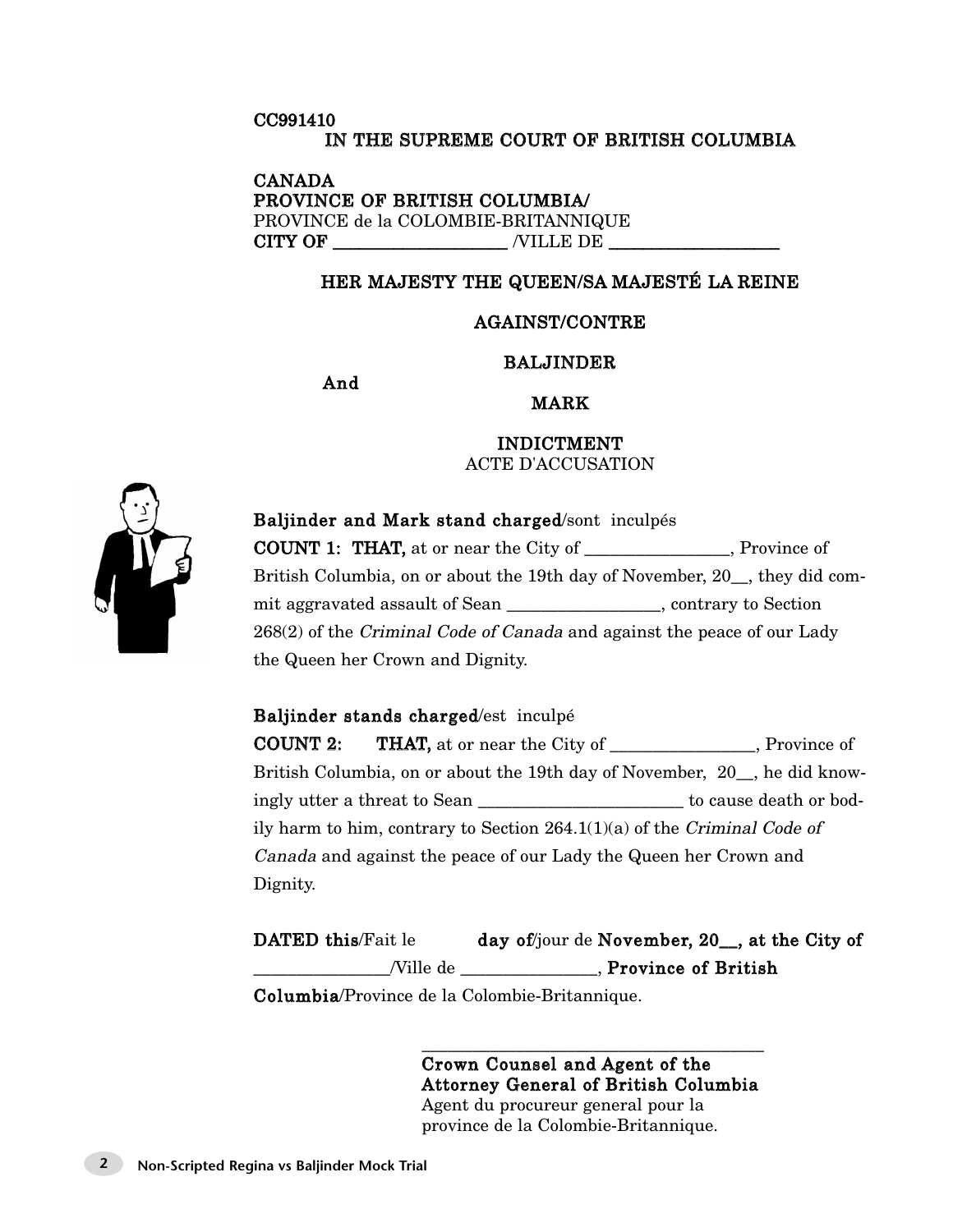CC991410

**IN THE SUPREME COURT OF BRITISH COLUMBIA**

**CANADA**
**PROVINCE OF BRITISH COLUMBIA/**
PROVINCE de la COLOMBIE-BRITANNIQUE
**CITY OF ____________________** /VILLE DE ____________________

**HER MAJESTY THE QUEEN/SA MAJESTÉ LA REINE**

**AGAINST/CONTRE**

**BALJINDER**

**And**

**MARK**

**INDICTMENT**
ACTE D'ACCUSATION

**Baljinder and Mark stand charged**/sont inculpés

**COUNT 1: THAT,** at or near the City of _________________, Province of British Columbia, on or about the 19th day of November, 20__, they did commit aggravated assault of Sean __________________, contrary to Section 268(2) of the *Criminal Code of Canada* and against the peace of our Lady the Queen her Crown and Dignity.

**Baljinder stands charged**/est inculpé

**COUNT 2: THAT,** at or near the City of _________________, Province of British Columbia, on or about the 19th day of November, 20__, he did knowingly utter a threat to Sean ________________________ to cause death or bodily harm to him, contrary to Section 264.1(1)(a) of the *Criminal Code of Canada* and against the peace of our Lady the Queen her Crown and Dignity.

**DATED this**/Fait le **day of**/jour de **November, 20__, at the City of** ________________/Ville de ________________, **Province of British Columbia**/Province de la Colombie-Britannique.

_________________________________________

**Crown Counsel and Agent of the Attorney General of British Columbia**
Agent du procureur general pour la province de la Colombie-Britannique.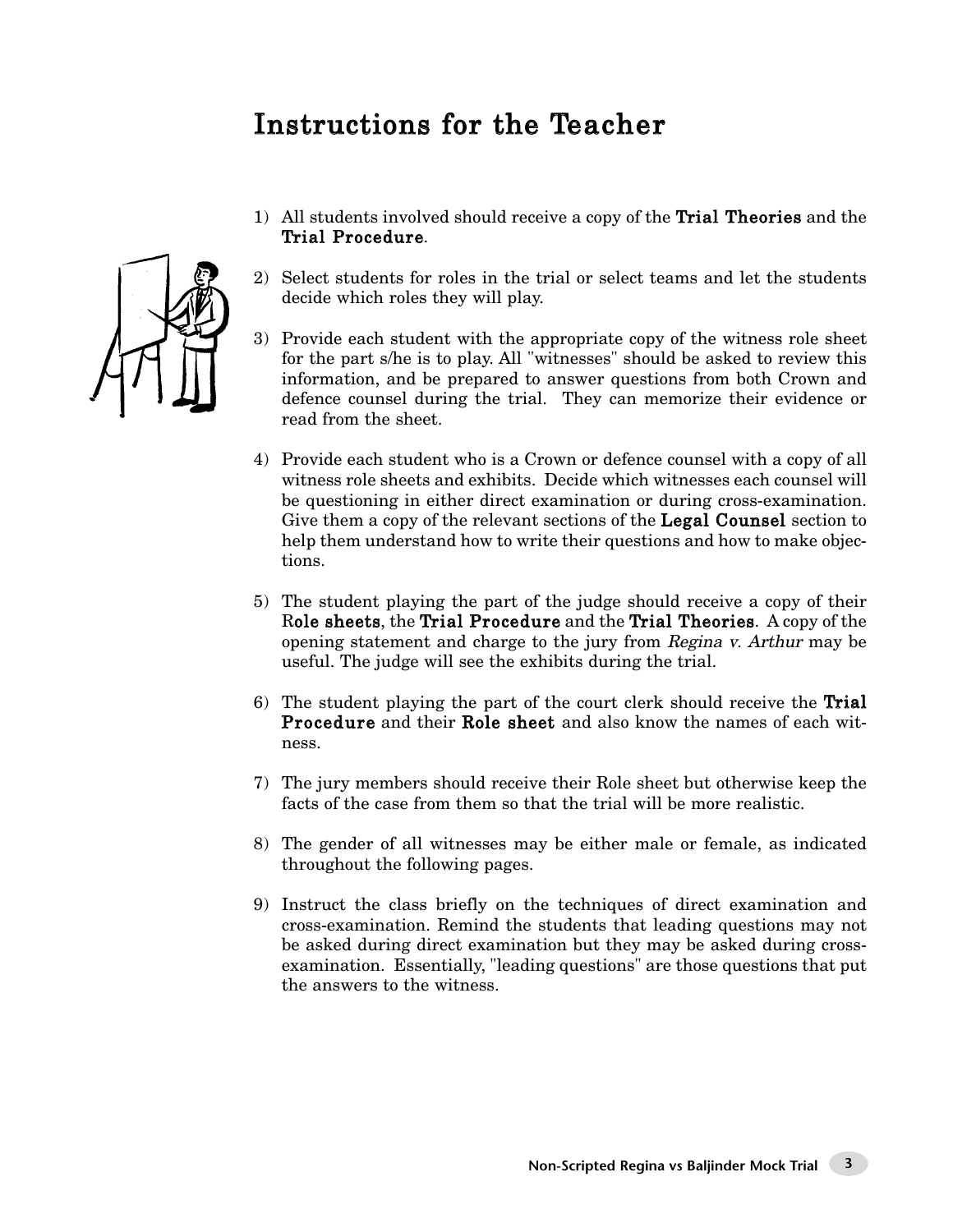# Instructions for the Teacher

1) All students involved should receive a copy of the **Trial Theories** and the **Trial Procedure**.

2) Select students for roles in the trial or select teams and let the students decide which roles they will play.

3) Provide each student with the appropriate copy of the witness role sheet for the part s/he is to play. All "witnesses" should be asked to review this information, and be prepared to answer questions from both Crown and defence counsel during the trial. They can memorize their evidence or read from the sheet.

4) Provide each student who is a Crown or defence counsel with a copy of all witness role sheets and exhibits. Decide which witnesses each counsel will be questioning in either direct examination or during cross-examination. Give them a copy of the relevant sections of the **Legal Counsel** section to help them understand how to write their questions and how to make objections.

5) The student playing the part of the judge should receive a copy of their R**ole sheets**, the **Trial Procedure** and the **Trial Theories**. A copy of the opening statement and charge to the jury from *Regina v. Arthur* may be useful. The judge will see the exhibits during the trial.

6) The student playing the part of the court clerk should receive the **Trial Procedure** and their **Role sheet** and also know the names of each witness.

7) The jury members should receive their Role sheet but otherwise keep the facts of the case from them so that the trial will be more realistic.

8) The gender of all witnesses may be either male or female, as indicated throughout the following pages.

9) Instruct the class briefly on the techniques of direct examination and cross-examination. Remind the students that leading questions may not be asked during direct examination but they may be asked during cross-examination. Essentially, "leading questions" are those questions that put the answers to the witness.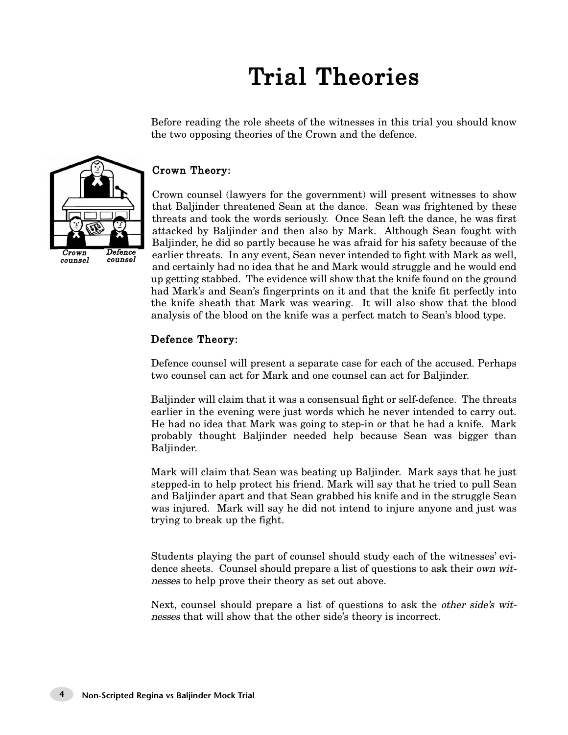# Trial Theories

Before reading the role sheets of the witnesses in this trial you should know the two opposing theories of the Crown and the defence.

### Crown Theory:

Crown counsel (lawyers for the government) will present witnesses to show that Baljinder threatened Sean at the dance. Sean was frightened by these threats and took the words seriously. Once Sean left the dance, he was first attacked by Baljinder and then also by Mark. Although Sean fought with Baljinder, he did so partly because he was afraid for his safety because of the earlier threats. In any event, Sean never intended to fight with Mark as well, and certainly had no idea that he and Mark would struggle and he would end up getting stabbed. The evidence will show that the knife found on the ground had Mark's and Sean's fingerprints on it and that the knife fit perfectly into the knife sheath that Mark was wearing. It will also show that the blood analysis of the blood on the knife was a perfect match to Sean's blood type.

### Defence Theory:

Defence counsel will present a separate case for each of the accused. Perhaps two counsel can act for Mark and one counsel can act for Baljinder.

Baljinder will claim that it was a consensual fight or self-defence. The threats earlier in the evening were just words which he never intended to carry out. He had no idea that Mark was going to step-in or that he had a knife. Mark probably thought Baljinder needed help because Sean was bigger than Baljinder.

Mark will claim that Sean was beating up Baljinder. Mark says that he just stepped-in to help protect his friend. Mark will say that he tried to pull Sean and Baljinder apart and that Sean grabbed his knife and in the struggle Sean was injured. Mark will say he did not intend to injure anyone and just was trying to break up the fight.

Students playing the part of counsel should study each of the witnesses' evidence sheets. Counsel should prepare a list of questions to ask their *own witnesses* to help prove their theory as set out above.

Next, counsel should prepare a list of questions to ask the *other side's witnesses* that will show that the other side's theory is incorrect.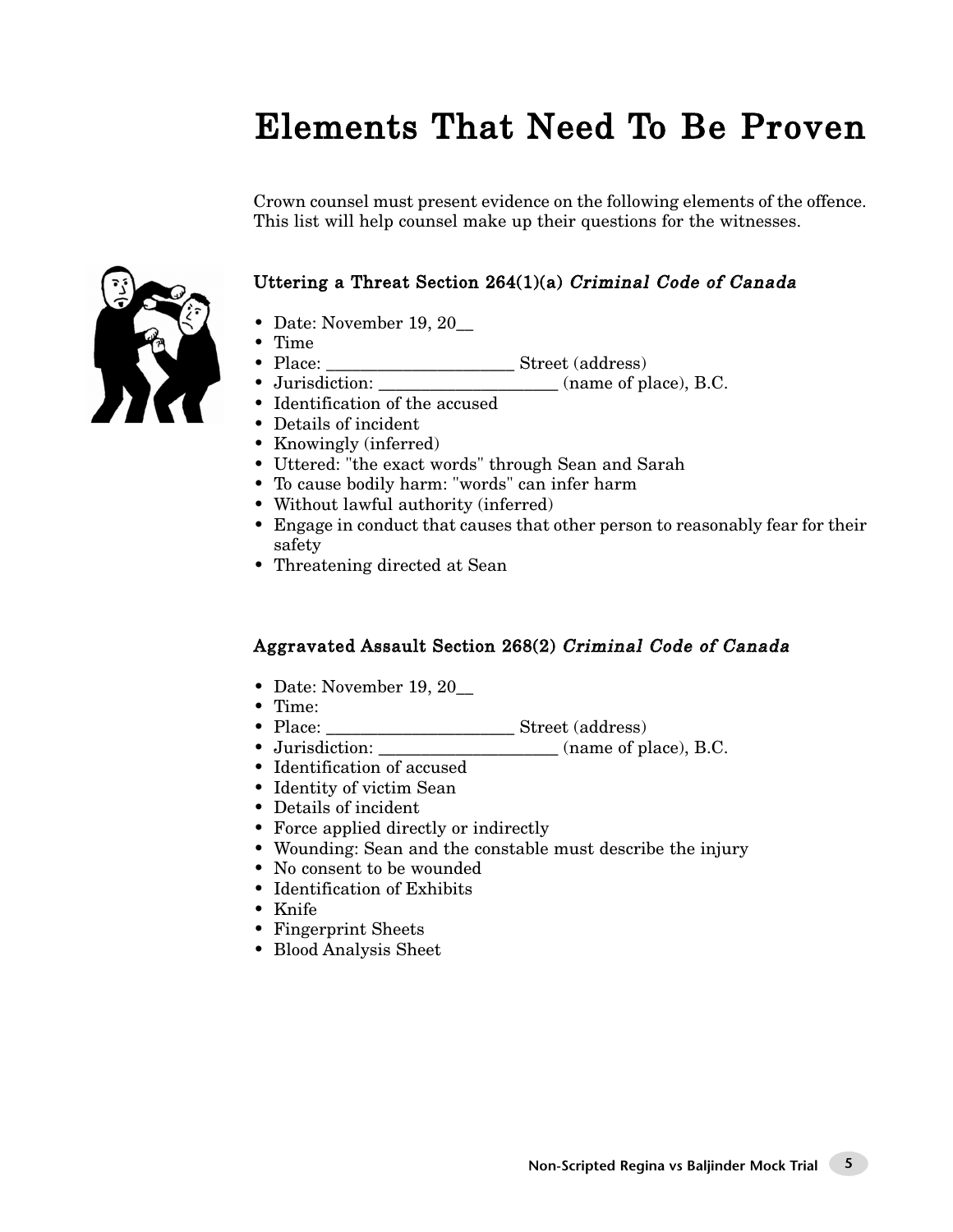# Elements That Need To Be Proven

Crown counsel must present evidence on the following elements of the offence. This list will help counsel make up their questions for the witnesses.

### Uttering a Threat Section 264(1)(a) *Criminal Code of Canada*

- Date: November 19, 20__
- Time
- Place: ______________________ Street (address)
- Jurisdiction: ____________________ (name of place), B.C.
- Identification of the accused
- Details of incident
- Knowingly (inferred)
- Uttered: "the exact words" through Sean and Sarah
- To cause bodily harm: "words" can infer harm
- Without lawful authority (inferred)
- Engage in conduct that causes that other person to reasonably fear for their safety
- Threatening directed at Sean

### Aggravated Assault Section 268(2) *Criminal Code of Canada*

- Date: November 19, 20__
- Time:
- Place: ______________________ Street (address)
- Jurisdiction: ____________________ (name of place), B.C.
- Identification of accused
- Identity of victim Sean
- Details of incident
- Force applied directly or indirectly
- Wounding: Sean and the constable must describe the injury
- No consent to be wounded
- Identification of Exhibits
- Knife
- Fingerprint Sheets
- Blood Analysis Sheet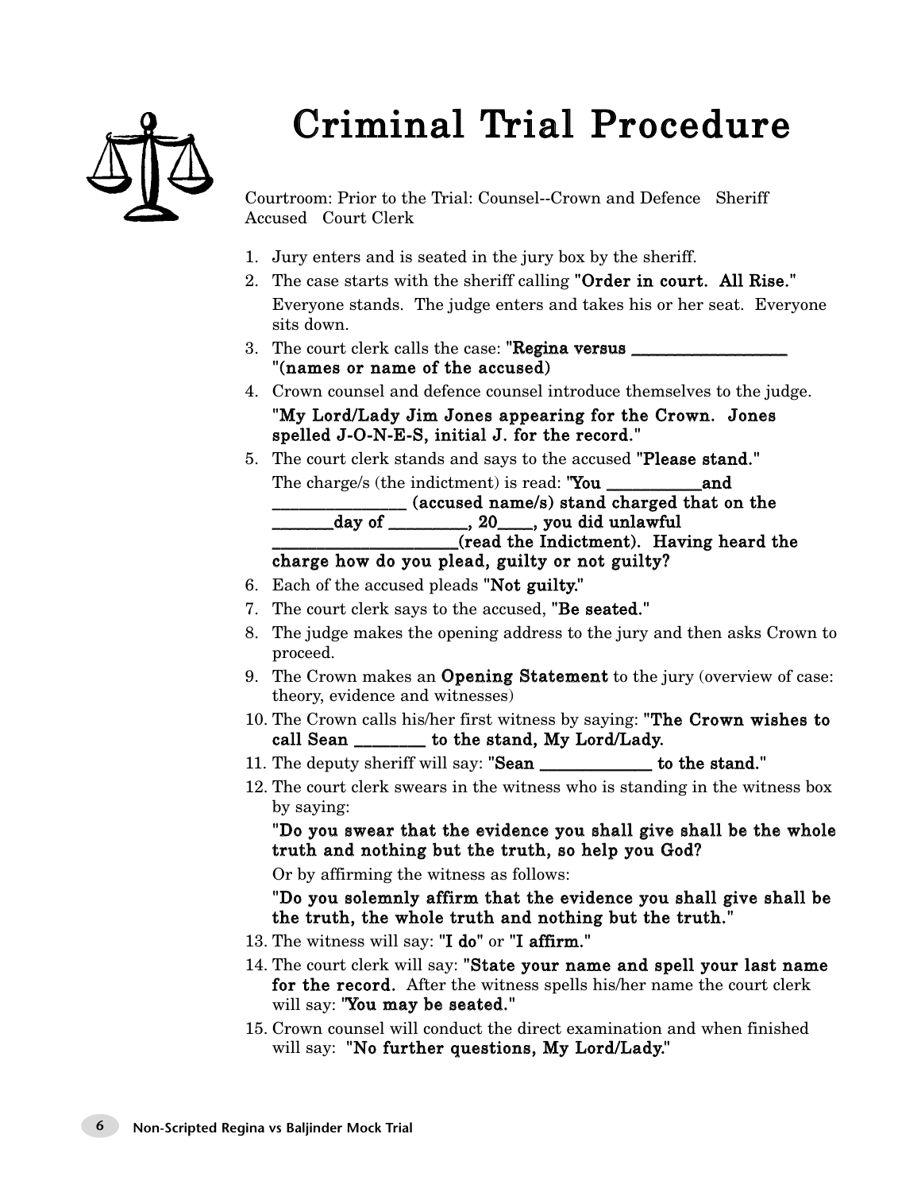# Criminal Trial Procedure

Courtroom: Prior to the Trial: Counsel--Crown and Defence Sheriff Accused Court Clerk

1. Jury enters and is seated in the jury box by the sheriff.
2. The case starts with the sheriff calling "**Order in court. All Rise.**" Everyone stands. The judge enters and takes his or her seat. Everyone sits down.
3. The court clerk calls the case: "**Regina versus \_\_\_\_\_\_\_\_\_\_\_\_\_\_\_\_\_ "(names or name of the accused)**
4. Crown counsel and defence counsel introduce themselves to the judge.
   "**My Lord/Lady Jim Jones appearing for the Crown. Jones spelled J-O-N-E-S, initial J. for the record.**"
5. The court clerk stands and says to the accused "**Please stand.**"
   The charge/s (the indictment) is read: "**You \_\_\_\_\_\_\_\_\_\_\_and \_\_\_\_\_\_\_\_\_\_\_\_\_\_\_ (accused name/s) stand charged that on the \_\_\_\_\_\_\_day of \_\_\_\_\_\_\_\_\_, 20\_\_\_\_, you did unlawful \_\_\_\_\_\_\_\_\_\_\_\_\_\_\_\_\_\_\_\_\_(read the Indictment). Having heard the charge how do you plead, guilty or not guilty?**
6. Each of the accused pleads "**Not guilty.**"
7. The court clerk says to the accused, "**Be seated.**"
8. The judge makes the opening address to the jury and then asks Crown to proceed.
9. The Crown makes an **Opening Statement** to the jury (overview of case: theory, evidence and witnesses)
10. The Crown calls his/her first witness by saying: "**The Crown wishes to call Sean \_\_\_\_\_\_\_\_ to the stand, My Lord/Lady.**
11. The deputy sheriff will say: "**Sean \_\_\_\_\_\_\_\_\_\_\_\_\_ to the stand.**"
12. The court clerk swears in the witness who is standing in the witness box by saying:
    "**Do you swear that the evidence you shall give shall be the whole truth and nothing but the truth, so help you God?**
    Or by affirming the witness as follows:
    "**Do you solemnly affirm that the evidence you shall give shall be the truth, the whole truth and nothing but the truth.**"
13. The witness will say: "**I do**" or "**I affirm.**"
14. The court clerk will say: "**State your name and spell your last name for the record.** After the witness spells his/her name the court clerk will say: "**You may be seated.**"
15. Crown counsel will conduct the direct examination and when finished will say: "**No further questions, My Lord/Lady.**"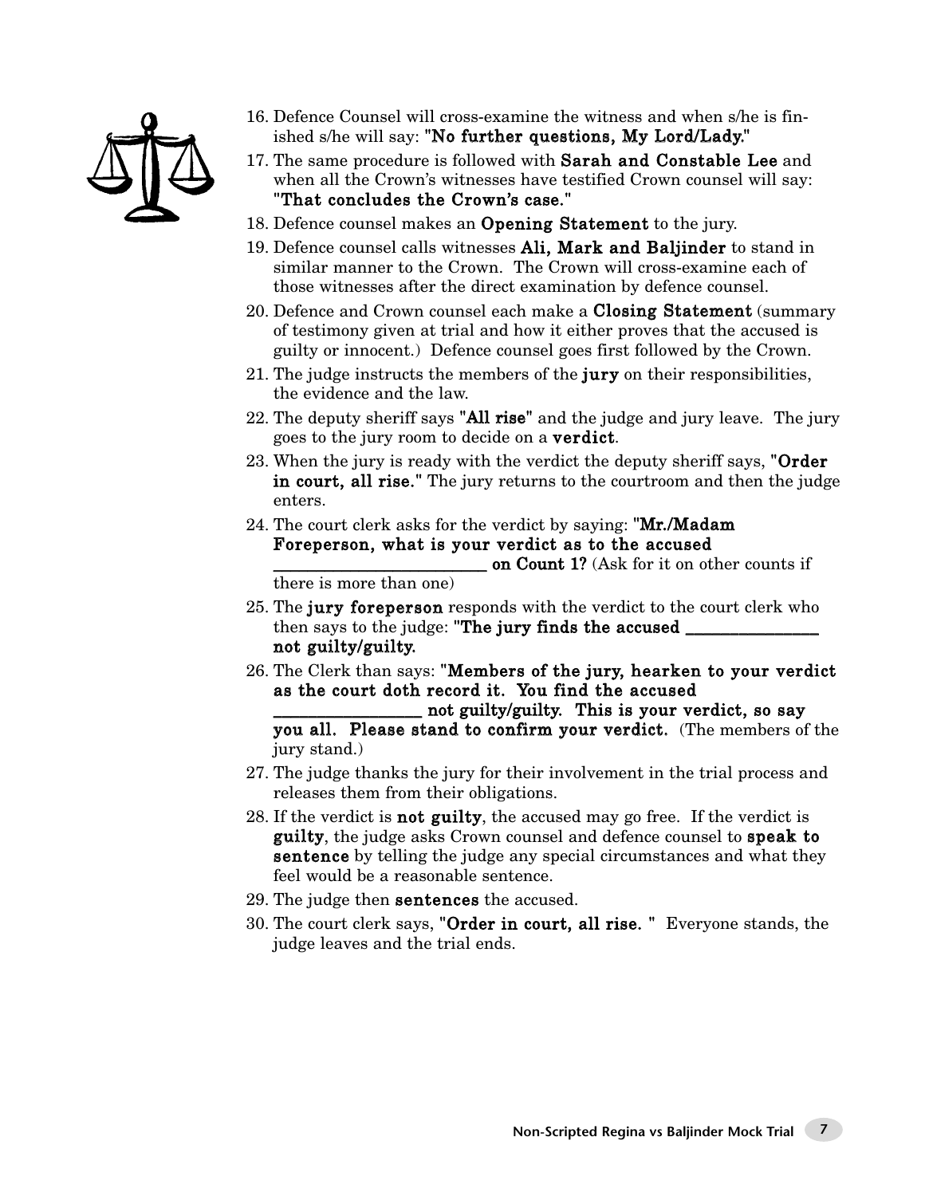16. Defence Counsel will cross-examine the witness and when s/he is finished s/he will say: **"No further questions, My Lord/Lady."**
17. The same procedure is followed with **Sarah and Constable Lee** and when all the Crown's witnesses have testified Crown counsel will say: **"That concludes the Crown's case."**
18. Defence counsel makes an **Opening Statement** to the jury.
19. Defence counsel calls witnesses **Ali, Mark and Baljinder** to stand in similar manner to the Crown. The Crown will cross-examine each of those witnesses after the direct examination by defence counsel.
20. Defence and Crown counsel each make a **Closing Statement** (summary of testimony given at trial and how it either proves that the accused is guilty or innocent.) Defence counsel goes first followed by the Crown.
21. The judge instructs the members of the **jury** on their responsibilities, the evidence and the law.
22. The deputy sheriff says **"All rise"** and the judge and jury leave. The jury goes to the jury room to decide on a **verdict**.
23. When the jury is ready with the verdict the deputy sheriff says, **"Order in court, all rise."** The jury returns to the courtroom and then the judge enters.
24. The court clerk asks for the verdict by saying: **"Mr./Madam Foreperson, what is your verdict as to the accused \_\_\_\_\_\_\_\_\_\_\_\_\_\_\_\_\_\_\_\_\_\_\_\_\_ on Count 1?** (Ask for it on other counts if there is more than one)
25. The **jury foreperson** responds with the verdict to the court clerk who then says to the judge: **"The jury finds the accused \_\_\_\_\_\_\_\_\_\_\_\_\_\_\_\_ not guilty/guilty.**
26. The Clerk than says: **"Members of the jury, hearken to your verdict as the court doth record it. You find the accused \_\_\_\_\_\_\_\_\_\_\_\_\_\_\_\_\_ not guilty/guilty. This is your verdict, so say you all. Please stand to confirm your verdict.** (The members of the jury stand.)
27. The judge thanks the jury for their involvement in the trial process and releases them from their obligations.
28. If the verdict is **not guilty**, the accused may go free. If the verdict is **guilty**, the judge asks Crown counsel and defence counsel to **speak to sentence** by telling the judge any special circumstances and what they feel would be a reasonable sentence.
29. The judge then **sentences** the accused.
30. The court clerk says, **"Order in court, all rise."** Everyone stands, the judge leaves and the trial ends.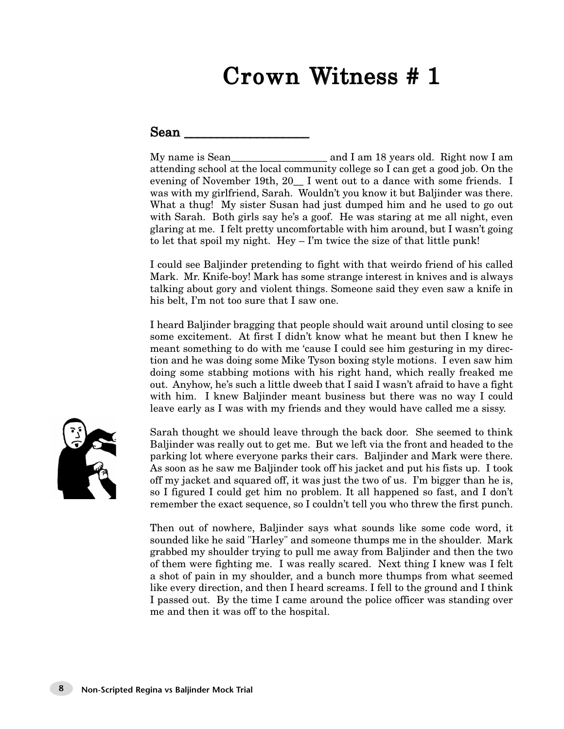# Crown Witness # 1

## Sean ___________________

My name is Sean__________________ and I am 18 years old. Right now I am attending school at the local community college so I can get a good job. On the evening of November 19th, 20__ I went out to a dance with some friends. I was with my girlfriend, Sarah. Wouldn't you know it but Baljinder was there. What a thug! My sister Susan had just dumped him and he used to go out with Sarah. Both girls say he's a goof. He was staring at me all night, even glaring at me. I felt pretty uncomfortable with him around, but I wasn't going to let that spoil my night. Hey – I'm twice the size of that little punk!

I could see Baljinder pretending to fight with that weirdo friend of his called Mark. Mr. Knife-boy! Mark has some strange interest in knives and is always talking about gory and violent things. Someone said they even saw a knife in his belt, I'm not too sure that I saw one.

I heard Baljinder bragging that people should wait around until closing to see some excitement. At first I didn't know what he meant but then I knew he meant something to do with me 'cause I could see him gesturing in my direction and he was doing some Mike Tyson boxing style motions. I even saw him doing some stabbing motions with his right hand, which really freaked me out. Anyhow, he's such a little dweeb that I said I wasn't afraid to have a fight with him. I knew Baljinder meant business but there was no way I could leave early as I was with my friends and they would have called me a sissy.

Sarah thought we should leave through the back door. She seemed to think Baljinder was really out to get me. But we left via the front and headed to the parking lot where everyone parks their cars. Baljinder and Mark were there. As soon as he saw me Baljinder took off his jacket and put his fists up. I took off my jacket and squared off, it was just the two of us. I'm bigger than he is, so I figured I could get him no problem. It all happened so fast, and I don't remember the exact sequence, so I couldn't tell you who threw the first punch.

Then out of nowhere, Baljinder says what sounds like some code word, it sounded like he said "Harley" and someone thumps me in the shoulder. Mark grabbed my shoulder trying to pull me away from Baljinder and then the two of them were fighting me. I was really scared. Next thing I knew was I felt a shot of pain in my shoulder, and a bunch more thumps from what seemed like every direction, and then I heard screams. I fell to the ground and I think I passed out. By the time I came around the police officer was standing over me and then it was off to the hospital.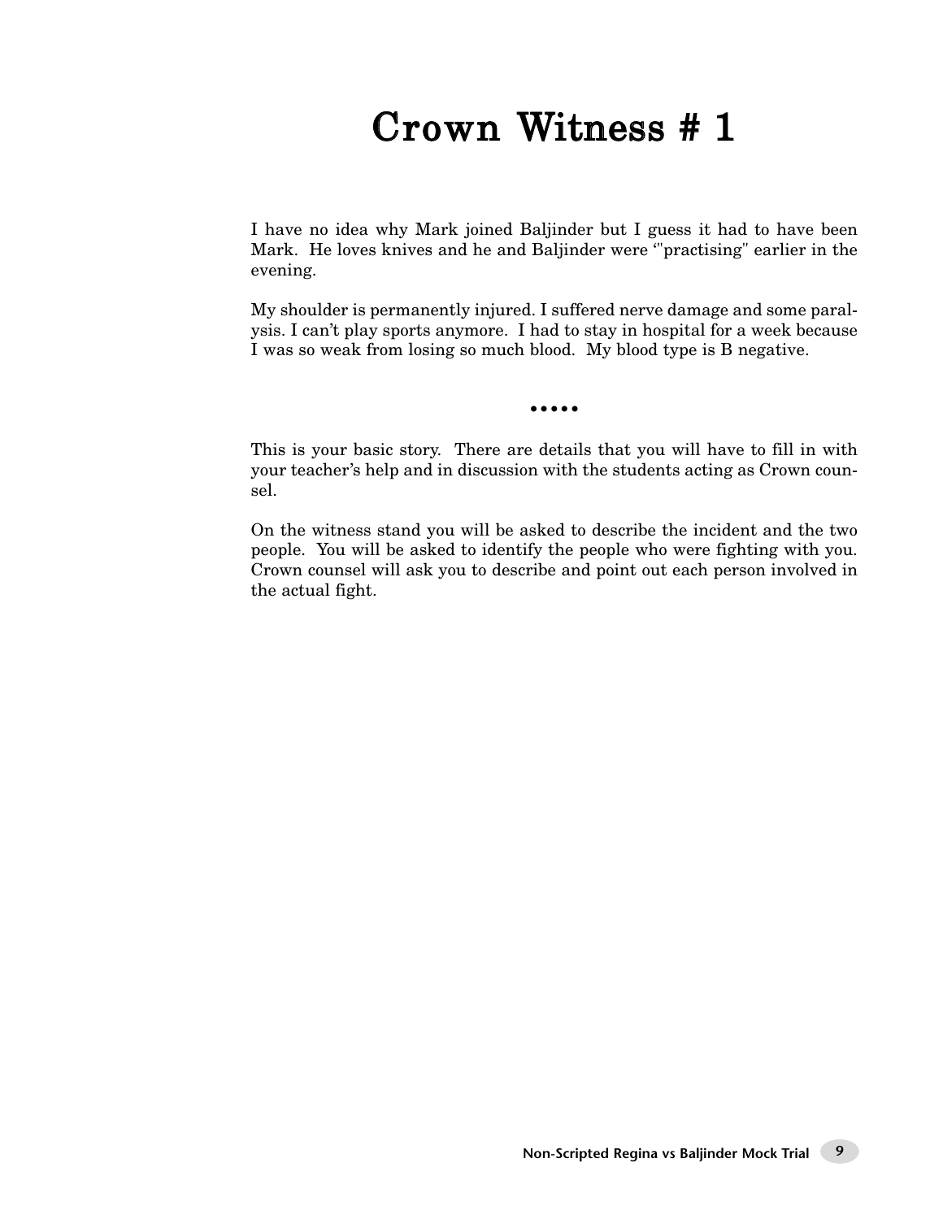# Crown Witness # 1

I have no idea why Mark joined Baljinder but I guess it had to have been Mark. He loves knives and he and Baljinder were '"practising" earlier in the evening.

My shoulder is permanently injured. I suffered nerve damage and some paralysis. I can't play sports anymore. I had to stay in hospital for a week because I was so weak from losing so much blood. My blood type is B negative.

•••••

This is your basic story. There are details that you will have to fill in with your teacher's help and in discussion with the students acting as Crown counsel.

On the witness stand you will be asked to describe the incident and the two people. You will be asked to identify the people who were fighting with you. Crown counsel will ask you to describe and point out each person involved in the actual fight.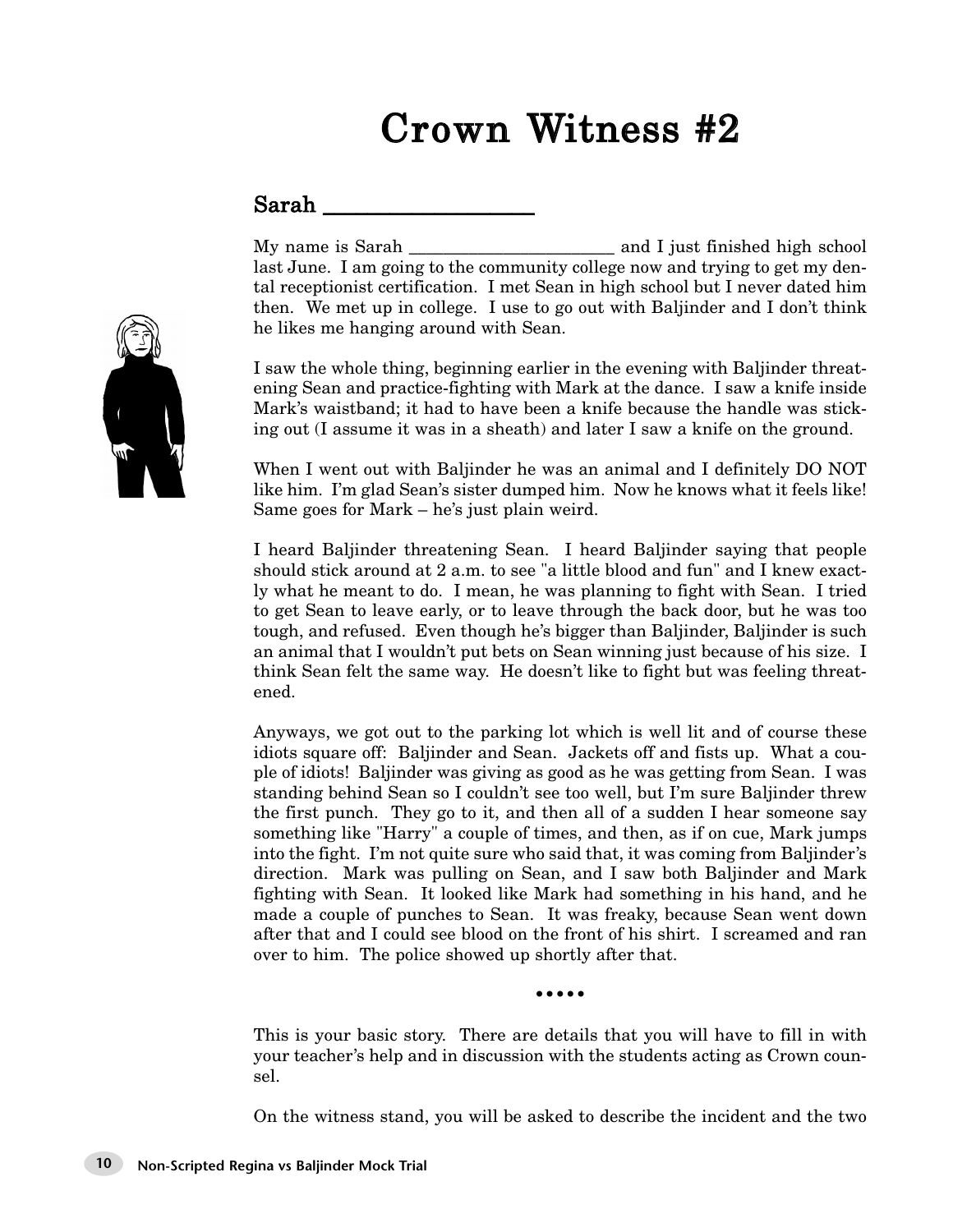# Crown Witness #2

## Sarah ___________________

My name is Sarah _______________________ and I just finished high school last June. I am going to the community college now and trying to get my dental receptionist certification. I met Sean in high school but I never dated him then. We met up in college. I use to go out with Baljinder and I don't think he likes me hanging around with Sean.

I saw the whole thing, beginning earlier in the evening with Baljinder threatening Sean and practice-fighting with Mark at the dance. I saw a knife inside Mark's waistband; it had to have been a knife because the handle was sticking out (I assume it was in a sheath) and later I saw a knife on the ground.

When I went out with Baljinder he was an animal and I definitely DO NOT like him. I'm glad Sean's sister dumped him. Now he knows what it feels like! Same goes for Mark – he's just plain weird.

I heard Baljinder threatening Sean. I heard Baljinder saying that people should stick around at 2 a.m. to see "a little blood and fun" and I knew exactly what he meant to do. I mean, he was planning to fight with Sean. I tried to get Sean to leave early, or to leave through the back door, but he was too tough, and refused. Even though he's bigger than Baljinder, Baljinder is such an animal that I wouldn't put bets on Sean winning just because of his size. I think Sean felt the same way. He doesn't like to fight but was feeling threatened.

Anyways, we got out to the parking lot which is well lit and of course these idiots square off: Baljinder and Sean. Jackets off and fists up. What a couple of idiots! Baljinder was giving as good as he was getting from Sean. I was standing behind Sean so I couldn't see too well, but I'm sure Baljinder threw the first punch. They go to it, and then all of a sudden I hear someone say something like "Harry" a couple of times, and then, as if on cue, Mark jumps into the fight. I'm not quite sure who said that, it was coming from Baljinder's direction. Mark was pulling on Sean, and I saw both Baljinder and Mark fighting with Sean. It looked like Mark had something in his hand, and he made a couple of punches to Sean. It was freaky, because Sean went down after that and I could see blood on the front of his shirt. I screamed and ran over to him. The police showed up shortly after that.

•••••

This is your basic story. There are details that you will have to fill in with your teacher's help and in discussion with the students acting as Crown counsel.

On the witness stand, you will be asked to describe the incident and the two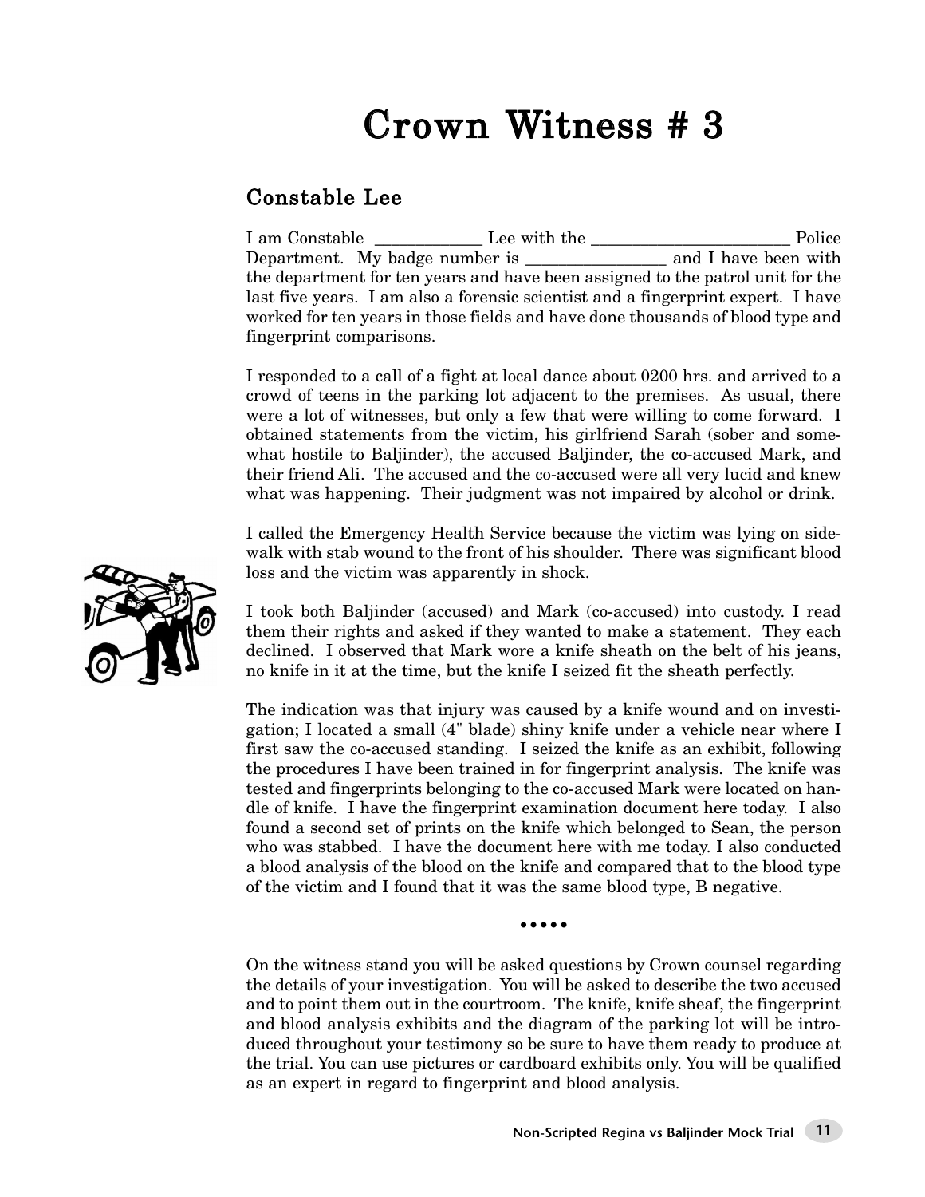# Crown Witness # 3

## Constable Lee

I am Constable ____________ Lee with the _______________________ Police Department. My badge number is ________________ and I have been with the department for ten years and have been assigned to the patrol unit for the last five years. I am also a forensic scientist and a fingerprint expert. I have worked for ten years in those fields and have done thousands of blood type and fingerprint comparisons.

I responded to a call of a fight at local dance about 0200 hrs. and arrived to a crowd of teens in the parking lot adjacent to the premises. As usual, there were a lot of witnesses, but only a few that were willing to come forward. I obtained statements from the victim, his girlfriend Sarah (sober and somewhat hostile to Baljinder), the accused Baljinder, the co-accused Mark, and their friend Ali. The accused and the co-accused were all very lucid and knew what was happening. Their judgment was not impaired by alcohol or drink.

I called the Emergency Health Service because the victim was lying on sidewalk with stab wound to the front of his shoulder. There was significant blood loss and the victim was apparently in shock.

I took both Baljinder (accused) and Mark (co-accused) into custody. I read them their rights and asked if they wanted to make a statement. They each declined. I observed that Mark wore a knife sheath on the belt of his jeans, no knife in it at the time, but the knife I seized fit the sheath perfectly.

The indication was that injury was caused by a knife wound and on investigation; I located a small (4" blade) shiny knife under a vehicle near where I first saw the co-accused standing. I seized the knife as an exhibit, following the procedures I have been trained in for fingerprint analysis. The knife was tested and fingerprints belonging to the co-accused Mark were located on handle of knife. I have the fingerprint examination document here today. I also found a second set of prints on the knife which belonged to Sean, the person who was stabbed. I have the document here with me today. I also conducted a blood analysis of the blood on the knife and compared that to the blood type of the victim and I found that it was the same blood type, B negative.

•••••

On the witness stand you will be asked questions by Crown counsel regarding the details of your investigation. You will be asked to describe the two accused and to point them out in the courtroom. The knife, knife sheaf, the fingerprint and blood analysis exhibits and the diagram of the parking lot will be introduced throughout your testimony so be sure to have them ready to produce at the trial. You can use pictures or cardboard exhibits only. You will be qualified as an expert in regard to fingerprint and blood analysis.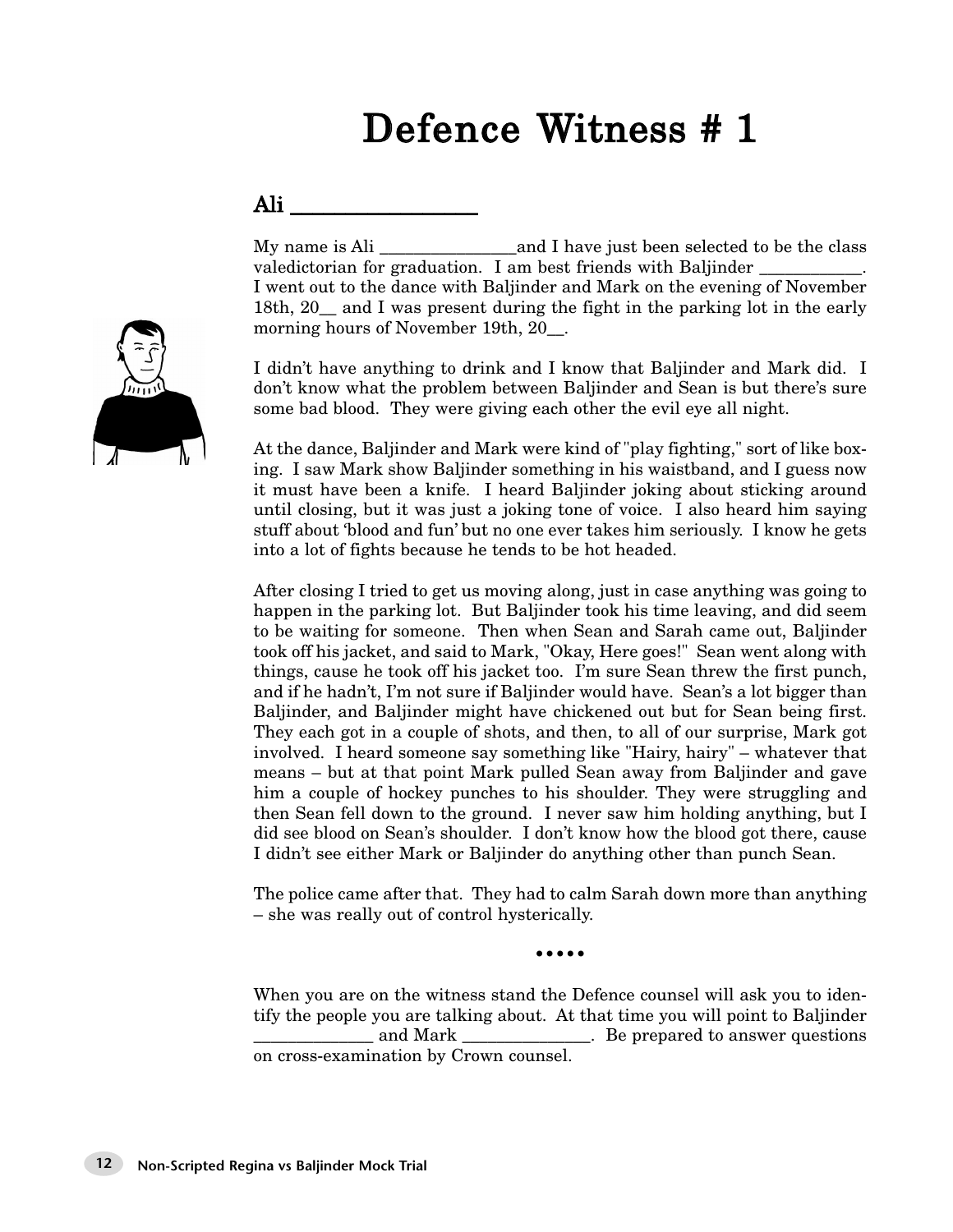# Defence Witness # 1

## Ali ________________

My name is Ali ________________and I have just been selected to be the class valedictorian for graduation. I am best friends with Baljinder ____________. I went out to the dance with Baljinder and Mark on the evening of November 18th, 20__ and I was present during the fight in the parking lot in the early morning hours of November 19th, 20__.

I didn't have anything to drink and I know that Baljinder and Mark did. I don't know what the problem between Baljinder and Sean is but there's sure some bad blood. They were giving each other the evil eye all night.

At the dance, Baljinder and Mark were kind of "play fighting," sort of like boxing. I saw Mark show Baljinder something in his waistband, and I guess now it must have been a knife. I heard Baljinder joking about sticking around until closing, but it was just a joking tone of voice. I also heard him saying stuff about 'blood and fun' but no one ever takes him seriously. I know he gets into a lot of fights because he tends to be hot headed.

After closing I tried to get us moving along, just in case anything was going to happen in the parking lot. But Baljinder took his time leaving, and did seem to be waiting for someone. Then when Sean and Sarah came out, Baljinder took off his jacket, and said to Mark, "Okay, Here goes!" Sean went along with things, cause he took off his jacket too. I'm sure Sean threw the first punch, and if he hadn't, I'm not sure if Baljinder would have. Sean's a lot bigger than Baljinder, and Baljinder might have chickened out but for Sean being first. They each got in a couple of shots, and then, to all of our surprise, Mark got involved. I heard someone say something like "Hairy, hairy" – whatever that means – but at that point Mark pulled Sean away from Baljinder and gave him a couple of hockey punches to his shoulder. They were struggling and then Sean fell down to the ground. I never saw him holding anything, but I did see blood on Sean's shoulder. I don't know how the blood got there, cause I didn't see either Mark or Baljinder do anything other than punch Sean.

The police came after that. They had to calm Sarah down more than anything – she was really out of control hysterically.

•••••

When you are on the witness stand the Defence counsel will ask you to identify the people you are talking about. At that time you will point to Baljinder ______________ and Mark _______________. Be prepared to answer questions on cross-examination by Crown counsel.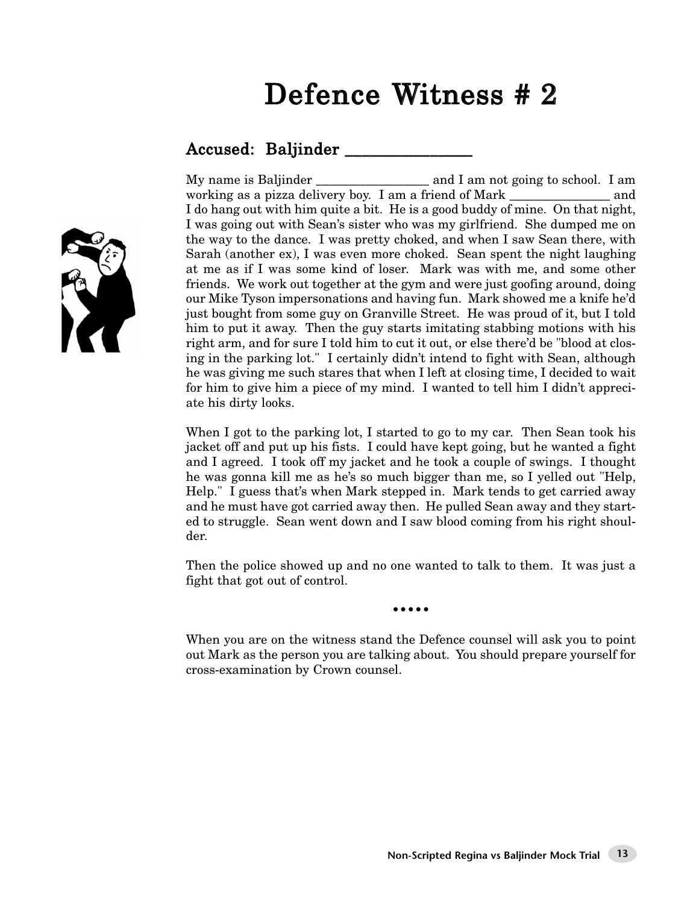# Defence Witness # 2

## Accused: Baljinder _______________

My name is Baljinder _________________ and I am not going to school. I am working as a pizza delivery boy. I am a friend of Mark _______________ and I do hang out with him quite a bit. He is a good buddy of mine. On that night, I was going out with Sean's sister who was my girlfriend. She dumped me on the way to the dance. I was pretty choked, and when I saw Sean there, with Sarah (another ex), I was even more choked. Sean spent the night laughing at me as if I was some kind of loser. Mark was with me, and some other friends. We work out together at the gym and were just goofing around, doing our Mike Tyson impersonations and having fun. Mark showed me a knife he'd just bought from some guy on Granville Street. He was proud of it, but I told him to put it away. Then the guy starts imitating stabbing motions with his right arm, and for sure I told him to cut it out, or else there'd be "blood at closing in the parking lot." I certainly didn't intend to fight with Sean, although he was giving me such stares that when I left at closing time, I decided to wait for him to give him a piece of my mind. I wanted to tell him I didn't appreciate his dirty looks.

When I got to the parking lot, I started to go to my car. Then Sean took his jacket off and put up his fists. I could have kept going, but he wanted a fight and I agreed. I took off my jacket and he took a couple of swings. I thought he was gonna kill me as he's so much bigger than me, so I yelled out "Help, Help." I guess that's when Mark stepped in. Mark tends to get carried away and he must have got carried away then. He pulled Sean away and they started to struggle. Sean went down and I saw blood coming from his right shoulder.

Then the police showed up and no one wanted to talk to them. It was just a fight that got out of control.

•••••

When you are on the witness stand the Defence counsel will ask you to point out Mark as the person you are talking about. You should prepare yourself for cross-examination by Crown counsel.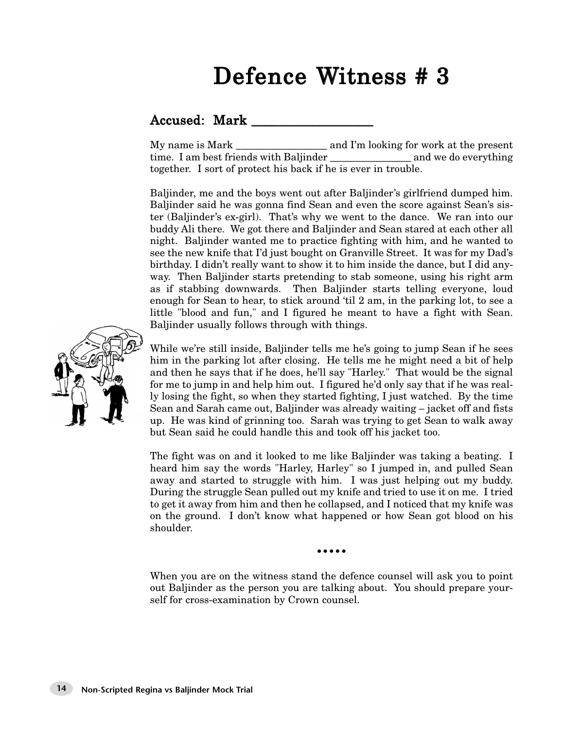# Defence Witness # 3

## Accused: Mark ___________________

My name is Mark __________________ and I'm looking for work at the present time. I am best friends with Baljinder ________________ and we do everything together. I sort of protect his back if he is ever in trouble.

Baljinder, me and the boys went out after Baljinder's girlfriend dumped him. Baljinder said he was gonna find Sean and even the score against Sean's sister (Baljinder's ex-girl). That's why we went to the dance. We ran into our buddy Ali there. We got there and Baljinder and Sean stared at each other all night. Baljinder wanted me to practice fighting with him, and he wanted to see the new knife that I'd just bought on Granville Street. It was for my Dad's birthday. I didn't really want to show it to him inside the dance, but I did anyway. Then Baljinder starts pretending to stab someone, using his right arm as if stabbing downwards. Then Baljinder starts telling everyone, loud enough for Sean to hear, to stick around 'til 2 am, in the parking lot, to see a little "blood and fun," and I figured he meant to have a fight with Sean. Baljinder usually follows through with things.

While we're still inside, Baljinder tells me he's going to jump Sean if he sees him in the parking lot after closing. He tells me he might need a bit of help and then he says that if he does, he'll say "Harley." That would be the signal for me to jump in and help him out. I figured he'd only say that if he was really losing the fight, so when they started fighting, I just watched. By the time Sean and Sarah came out, Baljinder was already waiting – jacket off and fists up. He was kind of grinning too. Sarah was trying to get Sean to walk away but Sean said he could handle this and took off his jacket too.

The fight was on and it looked to me like Baljinder was taking a beating. I heard him say the words "Harley, Harley" so I jumped in, and pulled Sean away and started to struggle with him. I was just helping out my buddy. During the struggle Sean pulled out my knife and tried to use it on me. I tried to get it away from him and then he collapsed, and I noticed that my knife was on the ground. I don't know what happened or how Sean got blood on his shoulder.

•••••

When you are on the witness stand the defence counsel will ask you to point out Baljinder as the person you are talking about. You should prepare yourself for cross-examination by Crown counsel.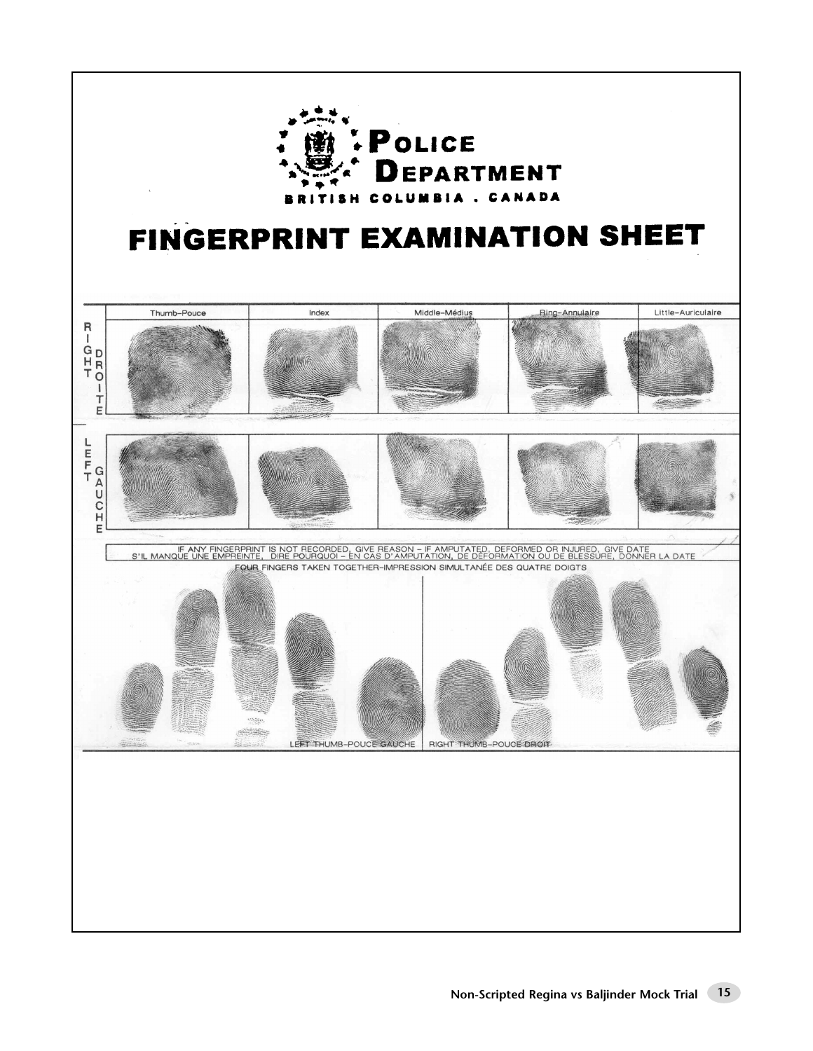**POLICE DEPARTMENT**

BRITISH COLUMBIA . CANADA

# FINGERPRINT EXAMINATION SHEET

| | Thumb–Pouce | Index | Middle–Médius | Ring–Annulaire | Little–Auriculaire |
|---|---|---|---|---|---|
| RIGHT DROITE | | | | | |
| LEFT GAUCHE | | | | | |

IF ANY FINGERPRINT IS NOT RECORDED, GIVE REASON – IF AMPUTATED, DEFORMED OR INJURED, GIVE DATE
S'IL MANQUE UNE EMPREINTE, DIRE POURQUOI – EN CAS D'AMPUTATION, DE DÉFORMATION OU DE BLESSURE, DONNER LA DATE

FOUR FINGERS TAKEN TOGETHER–IMPRESSION SIMULTANÉE DES QUATRE DOIGTS

LEFT THUMB–POUCE GAUCHE | RIGHT THUMB–POUCE DROIT

Non-Scripted Regina vs Baljinder Mock Trial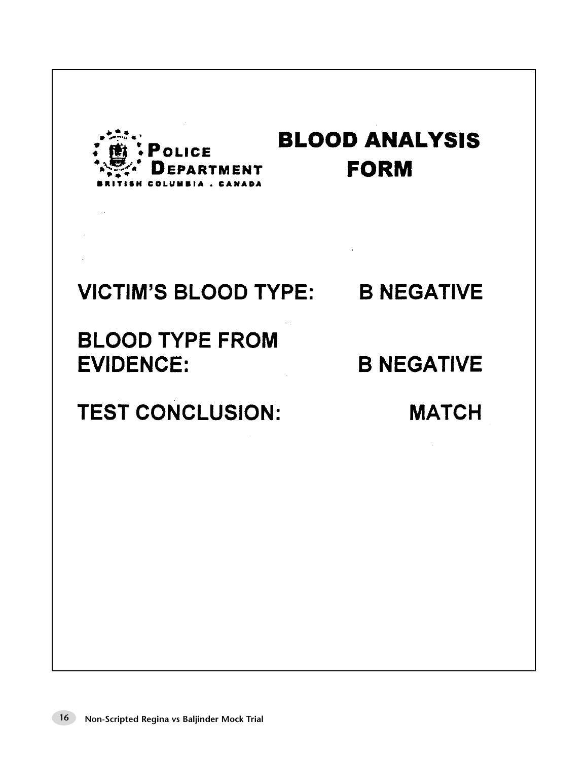POLICE DEPARTMENT
BRITISH COLUMBIA . CANADA

# BLOOD ANALYSIS FORM

| | |
|---|---|
| **VICTIM'S BLOOD TYPE:** | **B NEGATIVE** |
| **BLOOD TYPE FROM EVIDENCE:** | **B NEGATIVE** |
| **TEST CONCLUSION:** | **MATCH** |